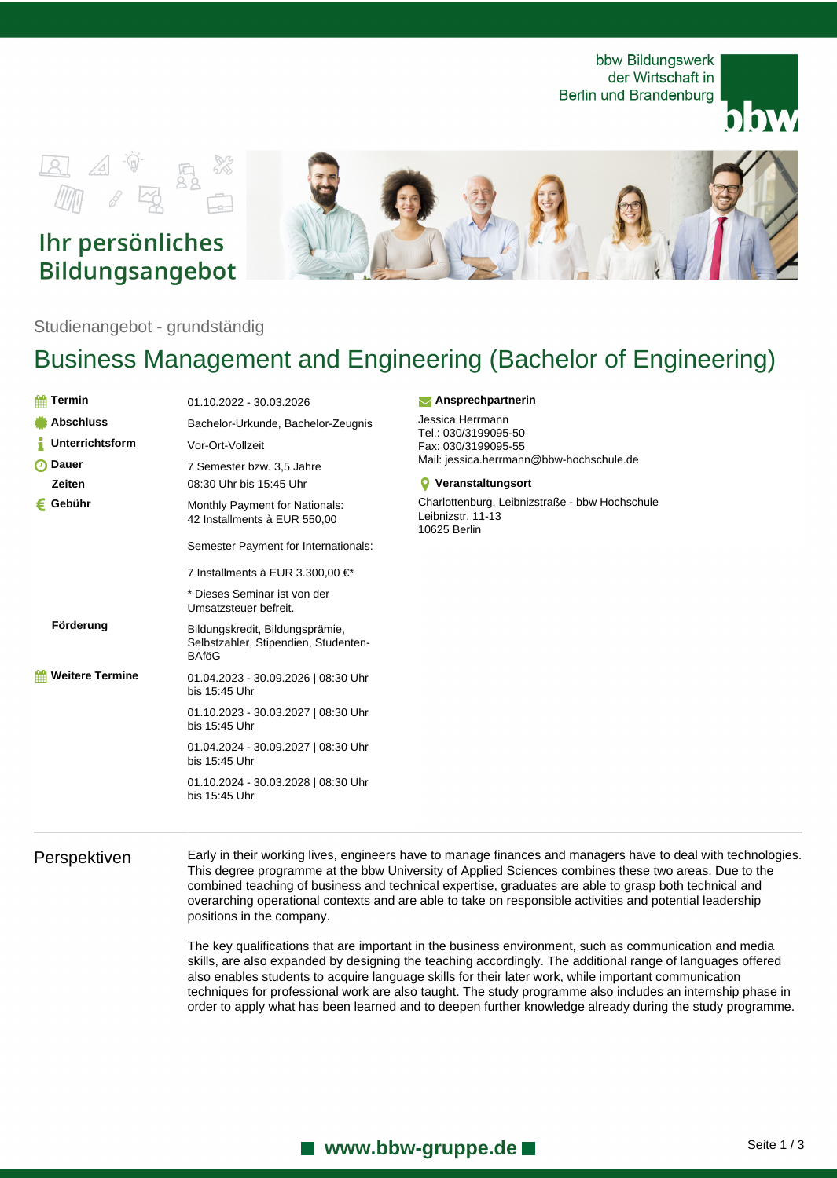bbw Bildungswerk der Wirtschaft in Berlin und Brandenburg

## Ihr persönliches Bildungsangebot

Studienangebot - grundständig

# Business Management and Engineering (Bachelor of Engineering)

**Termin**
01.10.2022 - 30.03.2026

**Abschluss**
Bachelor-Urkunde, Bachelor-Zeugnis

**Unterrichtsform**
Vor-Ort-Vollzeit

**Dauer**
7 Semester bzw. 3,5 Jahre

**Zeiten**
08:30 Uhr bis 15:45 Uhr

**Gebühr**
Monthly Payment for Nationals:
42 Installments à EUR 550,00

Semester Payment for Internationals:

7 Installments à EUR 3.300,00 €*

* Dieses Seminar ist von der Umsatzsteuer befreit.

**Förderung**
Bildungskredit, Bildungsprämie, Selbstzahler, Stipendien, Studenten-BAföG

**Weitere Termine**
01.04.2023 - 30.09.2026 | 08:30 Uhr bis 15:45 Uhr

01.10.2023 - 30.03.2027 | 08:30 Uhr bis 15:45 Uhr

01.04.2024 - 30.09.2027 | 08:30 Uhr bis 15:45 Uhr

01.10.2024 - 30.03.2028 | 08:30 Uhr bis 15:45 Uhr

**Ansprechpartnerin**
Jessica Herrmann
Tel.: 030/3199095-50
Fax: 030/3199095-55
Mail: jessica.herrmann@bbw-hochschule.de

**Veranstaltungsort**
Charlottenburg, Leibnizstraße - bbw Hochschule
Leibnizstr. 11-13
10625 Berlin

## Perspektiven

Early in their working lives, engineers have to manage finances and managers have to deal with technologies. This degree programme at the bbw University of Applied Sciences combines these two areas. Due to the combined teaching of business and technical expertise, graduates are able to grasp both technical and overarching operational contexts and are able to take on responsible activities and potential leadership positions in the company.

The key qualifications that are important in the business environment, such as communication and media skills, are also expanded by designing the teaching accordingly. The additional range of languages offered also enables students to acquire language skills for their later work, while important communication techniques for professional work are also taught. The study programme also includes an internship phase in order to apply what has been learned and to deepen further knowledge already during the study programme.

www.bbw-gruppe.de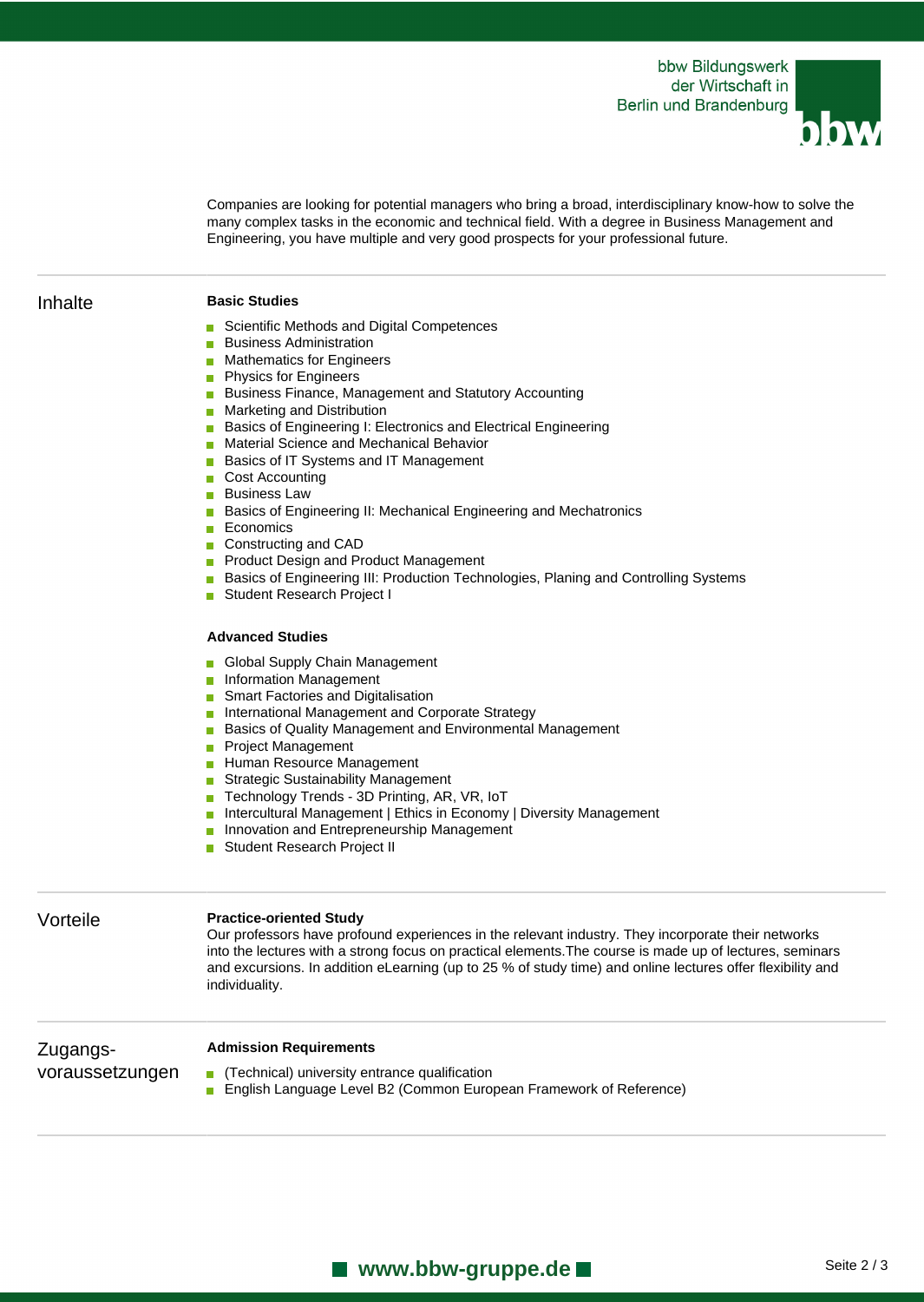Companies are looking for potential managers who bring a broad, interdisciplinary know-how to solve the many complex tasks in the economic and technical field. With a degree in Business Management and Engineering, you have multiple and very good prospects for your professional future.

## Inhalte

**Basic Studies**

- Scientific Methods and Digital Competences
- Business Administration
- Mathematics for Engineers
- Physics for Engineers
- Business Finance, Management and Statutory Accounting
- Marketing and Distribution
- Basics of Engineering I: Electronics and Electrical Engineering
- Material Science and Mechanical Behavior
- Basics of IT Systems and IT Management
- Cost Accounting
- Business Law
- Basics of Engineering II: Mechanical Engineering and Mechatronics
- Economics
- Constructing and CAD
- Product Design and Product Management
- Basics of Engineering III: Production Technologies, Planing and Controlling Systems
- Student Research Project I

**Advanced Studies**

- Global Supply Chain Management
- Information Management
- Smart Factories and Digitalisation
- International Management and Corporate Strategy
- Basics of Quality Management and Environmental Management
- Project Management
- Human Resource Management
- Strategic Sustainability Management
- Technology Trends - 3D Printing, AR, VR, IoT
- Intercultural Management | Ethics in Economy | Diversity Management
- Innovation and Entrepreneurship Management
- Student Research Project II

## Vorteile

**Practice-oriented Study**

Our professors have profound experiences in the relevant industry. They incorporate their networks into the lectures with a strong focus on practical elements.The course is made up of lectures, seminars and excursions. In addition eLearning (up to 25 % of study time) and online lectures offer flexibility and individuality.

## Zugangs-voraussetzungen

**Admission Requirements**

- (Technical) university entrance qualification
- English Language Level B2 (Common European Framework of Reference)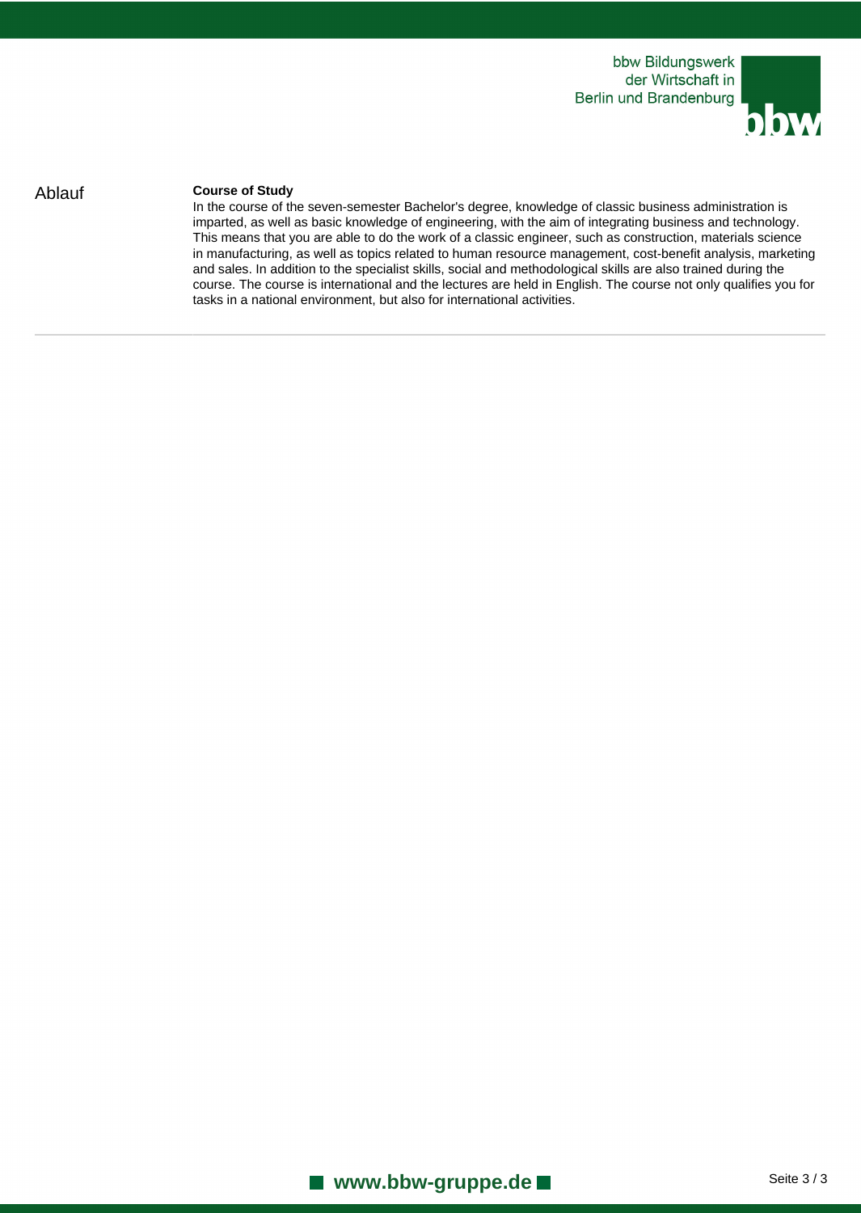Ablauf

**Course of Study**

In the course of the seven-semester Bachelor's degree, knowledge of classic business administration is imparted, as well as basic knowledge of engineering, with the aim of integrating business and technology. This means that you are able to do the work of a classic engineer, such as construction, materials science in manufacturing, as well as topics related to human resource management, cost-benefit analysis, marketing and sales. In addition to the specialist skills, social and methodological skills are also trained during the course. The course is international and the lectures are held in English. The course not only qualifies you for tasks in a national environment, but also for international activities.